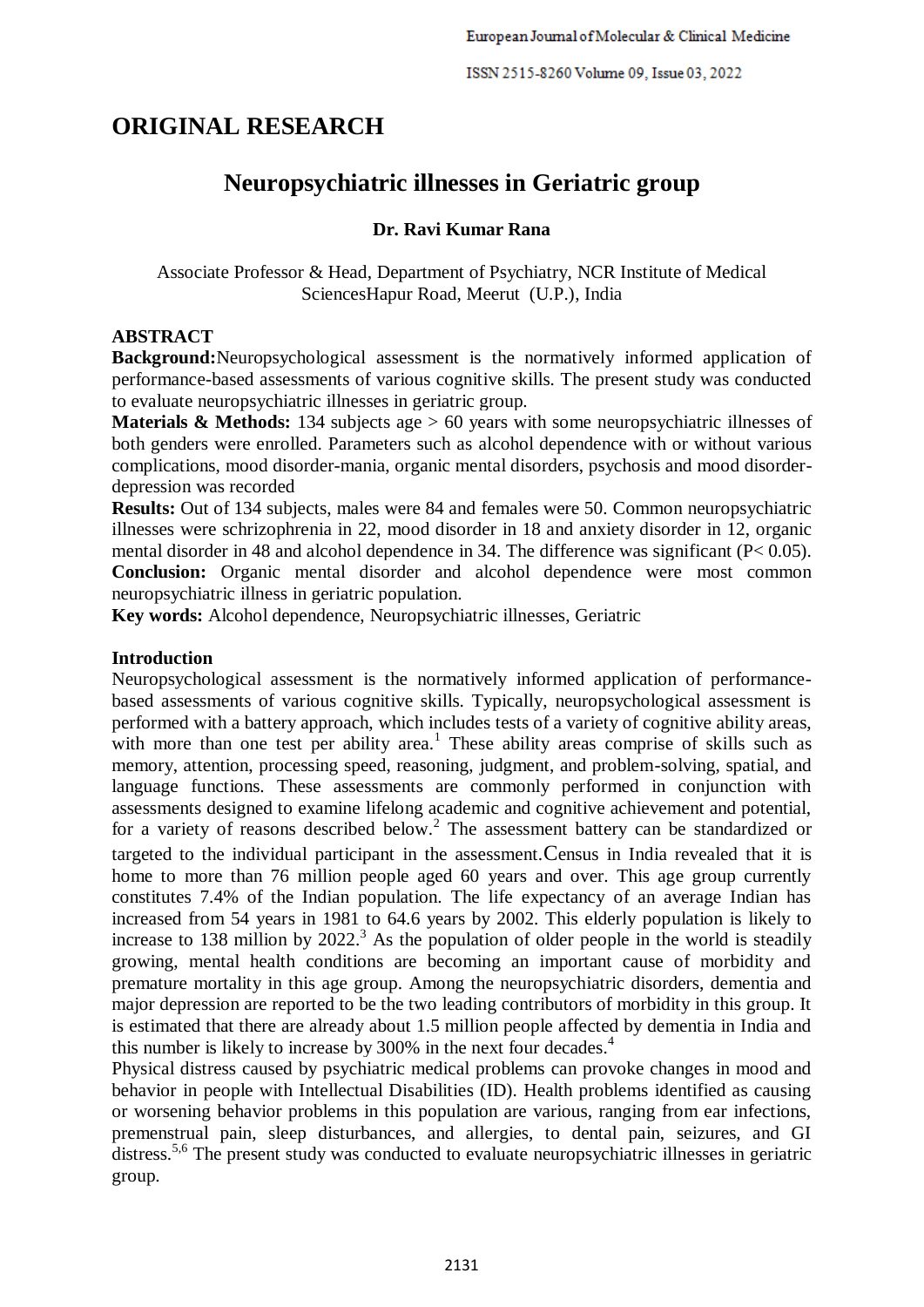# ORIGINAL RESEARCH

# Neuropsychiatric illnesses in Geriatric group

**Dr. Ravi Kumar Rana**

Associate Professor & Head, Department of Psychiatry, NCR Institute of Medical SciencesHapur Road, Meerut (U.P.), India

## ABSTRACT

**Background:**Neuropsychological assessment is the normatively informed application of performance-based assessments of various cognitive skills. The present study was conducted to evaluate neuropsychiatric illnesses in geriatric group.

**Materials & Methods:** 134 subjects age > 60 years with some neuropsychiatric illnesses of both genders were enrolled. Parameters such as alcohol dependence with or without various complications, mood disorder-mania, organic mental disorders, psychosis and mood disorder-depression was recorded

**Results:** Out of 134 subjects, males were 84 and females were 50. Common neuropsychiatric illnesses were schrizophrenia in 22, mood disorder in 18 and anxiety disorder in 12, organic mental disorder in 48 and alcohol dependence in 34. The difference was significant (P< 0.05).

**Conclusion:** Organic mental disorder and alcohol dependence were most common neuropsychiatric illness in geriatric population.

**Key words:** Alcohol dependence, Neuropsychiatric illnesses, Geriatric

## Introduction

Neuropsychological assessment is the normatively informed application of performance-based assessments of various cognitive skills. Typically, neuropsychological assessment is performed with a battery approach, which includes tests of a variety of cognitive ability areas, with more than one test per ability area.[1] These ability areas comprise of skills such as memory, attention, processing speed, reasoning, judgment, and problem-solving, spatial, and language functions. These assessments are commonly performed in conjunction with assessments designed to examine lifelong academic and cognitive achievement and potential, for a variety of reasons described below.[2] The assessment battery can be standardized or targeted to the individual participant in the assessment.Census in India revealed that it is home to more than 76 million people aged 60 years and over. This age group currently constitutes 7.4% of the Indian population. The life expectancy of an average Indian has increased from 54 years in 1981 to 64.6 years by 2002. This elderly population is likely to increase to 138 million by 2022.[3] As the population of older people in the world is steadily growing, mental health conditions are becoming an important cause of morbidity and premature mortality in this age group. Among the neuropsychiatric disorders, dementia and major depression are reported to be the two leading contributors of morbidity in this group. It is estimated that there are already about 1.5 million people affected by dementia in India and this number is likely to increase by 300% in the next four decades.[4]

Physical distress caused by psychiatric medical problems can provoke changes in mood and behavior in people with Intellectual Disabilities (ID). Health problems identified as causing or worsening behavior problems in this population are various, ranging from ear infections, premenstrual pain, sleep disturbances, and allergies, to dental pain, seizures, and GI distress.[5,6] The present study was conducted to evaluate neuropsychiatric illnesses in geriatric group.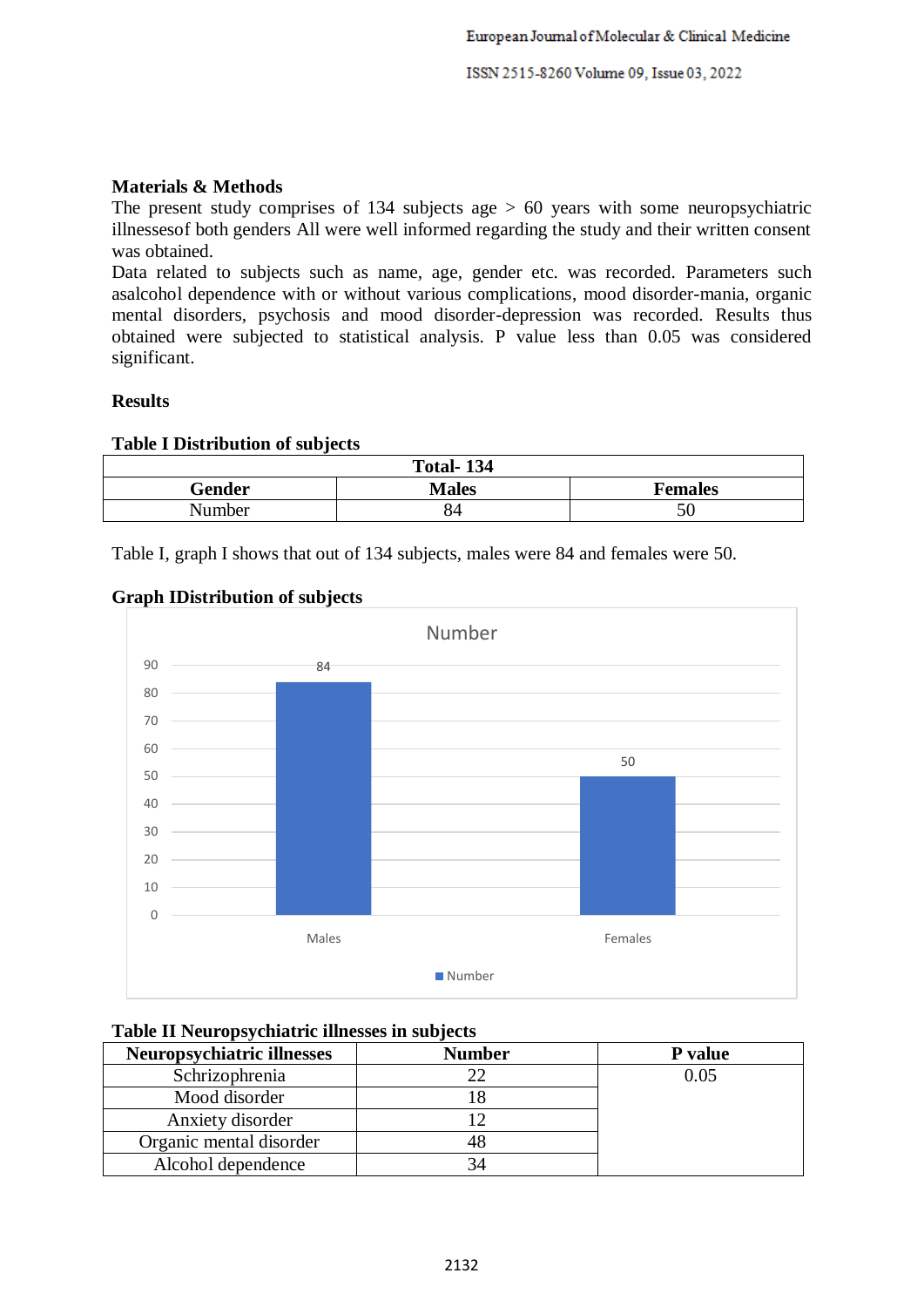**Materials & Methods**

The present study comprises of 134 subjects age > 60 years with some neuropsychiatric illnessesof both genders All were well informed regarding the study and their written consent was obtained.

Data related to subjects such as name, age, gender etc. was recorded. Parameters such asalcohol dependence with or without various complications, mood disorder-mania, organic mental disorders, psychosis and mood disorder-depression was recorded. Results thus obtained were subjected to statistical analysis. P value less than 0.05 was considered significant.

**Results**

**Table I Distribution of subjects**

| Total- 134 | | |
|---|---|---|
| **Gender** | **Males** | **Females** |
| Number | 84 | 50 |

Table I, graph I shows that out of 134 subjects, males were 84 and females were 50.

**Graph IDistribution of subjects**

**Table II Neuropsychiatric illnesses in subjects**

| Neuropsychiatric illnesses | Number | P value |
|---|---|---|
| Schrizophrenia | 22 | 0.05 |
| Mood disorder | 18 | |
| Anxiety disorder | 12 | |
| Organic mental disorder | 48 | |
| Alcohol dependence | 34 | |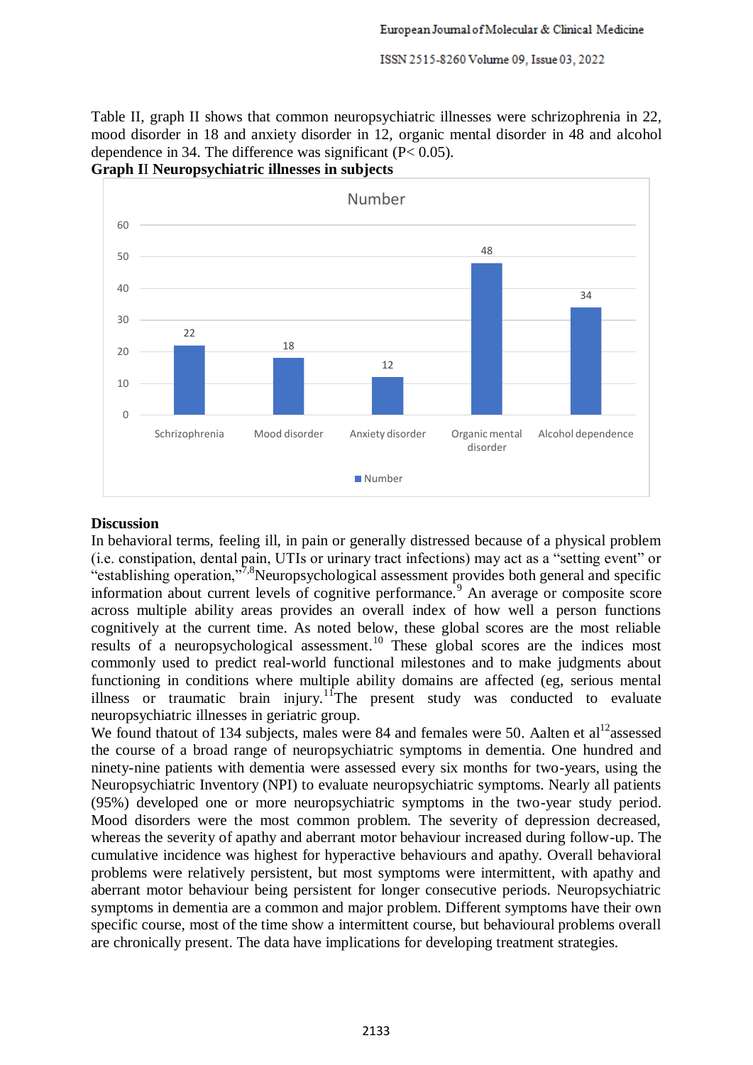Table II, graph II shows that common neuropsychiatric illnesses were schrizophrenia in 22, mood disorder in 18 and anxiety disorder in 12, organic mental disorder in 48 and alcohol dependence in 34. The difference was significant (P< 0.05).

**Graph II Neuropsychiatric illnesses in subjects**

| | Number |
|---|---|
| Schrizophrenia | 22 |
| Mood disorder | 18 |
| Anxiety disorder | 12 |
| Organic mental disorder | 48 |
| Alcohol dependence | 34 |

## Discussion

In behavioral terms, feeling ill, in pain or generally distressed because of a physical problem (i.e. constipation, dental pain, UTIs or urinary tract infections) may act as a "setting event" or "establishing operation,"[7,8] Neuropsychological assessment provides both general and specific information about current levels of cognitive performance.[9] An average or composite score across multiple ability areas provides an overall index of how well a person functions cognitively at the current time. As noted below, these global scores are the most reliable results of a neuropsychological assessment.[10] These global scores are the indices most commonly used to predict real-world functional milestones and to make judgments about functioning in conditions where multiple ability domains are affected (eg, serious mental illness or traumatic brain injury.[11] The present study was conducted to evaluate neuropsychiatric illnesses in geriatric group.

We found thatout of 134 subjects, males were 84 and females were 50. Aalten et al[12] assessed the course of a broad range of neuropsychiatric symptoms in dementia. One hundred and ninety-nine patients with dementia were assessed every six months for two-years, using the Neuropsychiatric Inventory (NPI) to evaluate neuropsychiatric symptoms. Nearly all patients (95%) developed one or more neuropsychiatric symptoms in the two-year study period. Mood disorders were the most common problem. The severity of depression decreased, whereas the severity of apathy and aberrant motor behaviour increased during follow-up. The cumulative incidence was highest for hyperactive behaviours and apathy. Overall behavioral problems were relatively persistent, but most symptoms were intermittent, with apathy and aberrant motor behaviour being persistent for longer consecutive periods. Neuropsychiatric symptoms in dementia are a common and major problem. Different symptoms have their own specific course, most of the time show a intermittent course, but behavioural problems overall are chronically present. The data have implications for developing treatment strategies.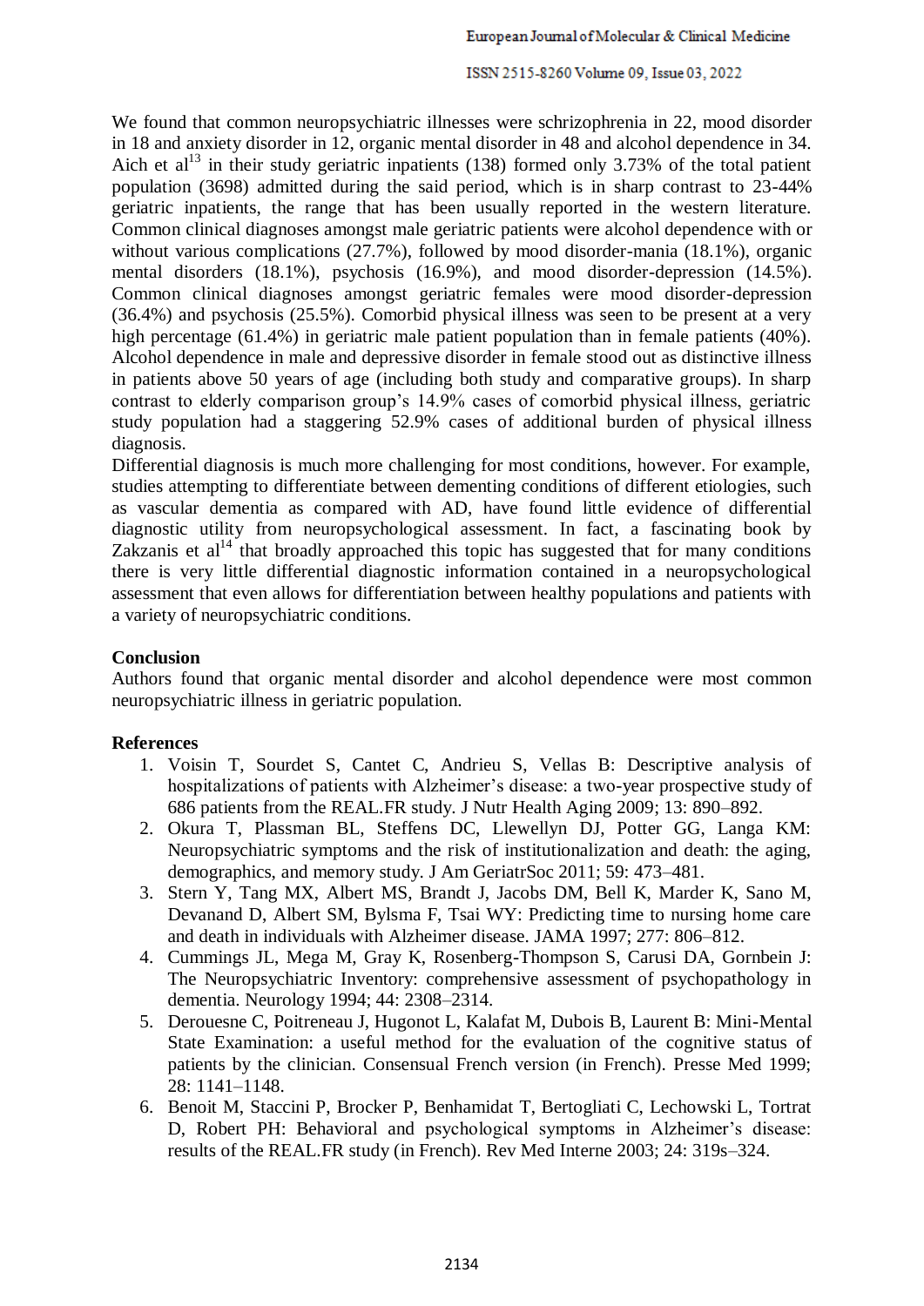We found that common neuropsychiatric illnesses were schrizophrenia in 22, mood disorder in 18 and anxiety disorder in 12, organic mental disorder in 48 and alcohol dependence in 34. Aich et al[13] in their study geriatric inpatients (138) formed only 3.73% of the total patient population (3698) admitted during the said period, which is in sharp contrast to 23-44% geriatric inpatients, the range that has been usually reported in the western literature. Common clinical diagnoses amongst male geriatric patients were alcohol dependence with or without various complications (27.7%), followed by mood disorder-mania (18.1%), organic mental disorders (18.1%), psychosis (16.9%), and mood disorder-depression (14.5%). Common clinical diagnoses amongst geriatric females were mood disorder-depression (36.4%) and psychosis (25.5%). Comorbid physical illness was seen to be present at a very high percentage (61.4%) in geriatric male patient population than in female patients (40%). Alcohol dependence in male and depressive disorder in female stood out as distinctive illness in patients above 50 years of age (including both study and comparative groups). In sharp contrast to elderly comparison group's 14.9% cases of comorbid physical illness, geriatric study population had a staggering 52.9% cases of additional burden of physical illness diagnosis.

Differential diagnosis is much more challenging for most conditions, however. For example, studies attempting to differentiate between dementing conditions of different etiologies, such as vascular dementia as compared with AD, have found little evidence of differential diagnostic utility from neuropsychological assessment. In fact, a fascinating book by Zakzanis et al[14] that broadly approached this topic has suggested that for many conditions there is very little differential diagnostic information contained in a neuropsychological assessment that even allows for differentiation between healthy populations and patients with a variety of neuropsychiatric conditions.

**Conclusion**

Authors found that organic mental disorder and alcohol dependence were most common neuropsychiatric illness in geriatric population.

**References**

1. Voisin T, Sourdet S, Cantet C, Andrieu S, Vellas B: Descriptive analysis of hospitalizations of patients with Alzheimer's disease: a two-year prospective study of 686 patients from the REAL.FR study. J Nutr Health Aging 2009; 13: 890–892.
2. Okura T, Plassman BL, Steffens DC, Llewellyn DJ, Potter GG, Langa KM: Neuropsychiatric symptoms and the risk of institutionalization and death: the aging, demographics, and memory study. J Am GeriatrSoc 2011; 59: 473–481.
3. Stern Y, Tang MX, Albert MS, Brandt J, Jacobs DM, Bell K, Marder K, Sano M, Devanand D, Albert SM, Bylsma F, Tsai WY: Predicting time to nursing home care and death in individuals with Alzheimer disease. JAMA 1997; 277: 806–812.
4. Cummings JL, Mega M, Gray K, Rosenberg-Thompson S, Carusi DA, Gornbein J: The Neuropsychiatric Inventory: comprehensive assessment of psychopathology in dementia. Neurology 1994; 44: 2308–2314.
5. Derouesne C, Poitreneau J, Hugonot L, Kalafat M, Dubois B, Laurent B: Mini-Mental State Examination: a useful method for the evaluation of the cognitive status of patients by the clinician. Consensual French version (in French). Presse Med 1999; 28: 1141–1148.
6. Benoit M, Staccini P, Brocker P, Benhamidat T, Bertogliati C, Lechowski L, Tortrat D, Robert PH: Behavioral and psychological symptoms in Alzheimer's disease: results of the REAL.FR study (in French). Rev Med Interne 2003; 24: 319s–324.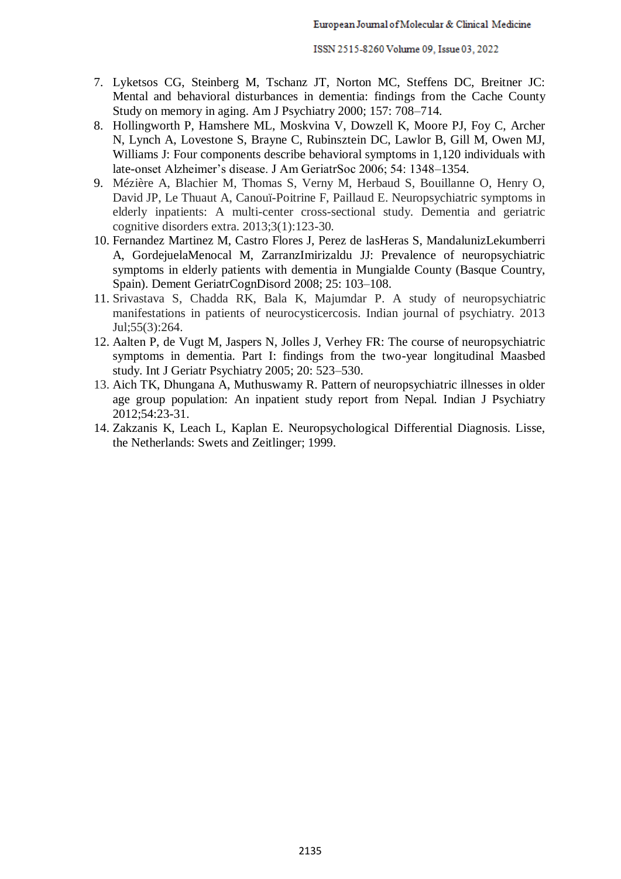7. Lyketsos CG, Steinberg M, Tschanz JT, Norton MC, Steffens DC, Breitner JC: Mental and behavioral disturbances in dementia: findings from the Cache County Study on memory in aging. Am J Psychiatry 2000; 157: 708–714.
8. Hollingworth P, Hamshere ML, Moskvina V, Dowzell K, Moore PJ, Foy C, Archer N, Lynch A, Lovestone S, Brayne C, Rubinsztein DC, Lawlor B, Gill M, Owen MJ, Williams J: Four components describe behavioral symptoms in 1,120 individuals with late-onset Alzheimer's disease. J Am GeriatrSoc 2006; 54: 1348–1354.
9. Mézière A, Blachier M, Thomas S, Verny M, Herbaud S, Bouillanne O, Henry O, David JP, Le Thuaut A, Canouï-Poitrine F, Paillaud E. Neuropsychiatric symptoms in elderly inpatients: A multi-center cross-sectional study. Dementia and geriatric cognitive disorders extra. 2013;3(1):123-30.
10. Fernandez Martinez M, Castro Flores J, Perez de lasHeras S, MandalunizLekumberri A, GordejuelaMenocal M, ZarranzImirizaldu JJ: Prevalence of neuropsychiatric symptoms in elderly patients with dementia in Mungialde County (Basque Country, Spain). Dement GeriatrCognDisord 2008; 25: 103–108.
11. Srivastava S, Chadda RK, Bala K, Majumdar P. A study of neuropsychiatric manifestations in patients of neurocysticercosis. Indian journal of psychiatry. 2013 Jul;55(3):264.
12. Aalten P, de Vugt M, Jaspers N, Jolles J, Verhey FR: The course of neuropsychiatric symptoms in dementia. Part I: findings from the two-year longitudinal Maasbed study. Int J Geriatr Psychiatry 2005; 20: 523–530.
13. Aich TK, Dhungana A, Muthuswamy R. Pattern of neuropsychiatric illnesses in older age group population: An inpatient study report from Nepal. Indian J Psychiatry 2012;54:23-31.
14. Zakzanis K, Leach L, Kaplan E. Neuropsychological Differential Diagnosis. Lisse, the Netherlands: Swets and Zeitlinger; 1999.